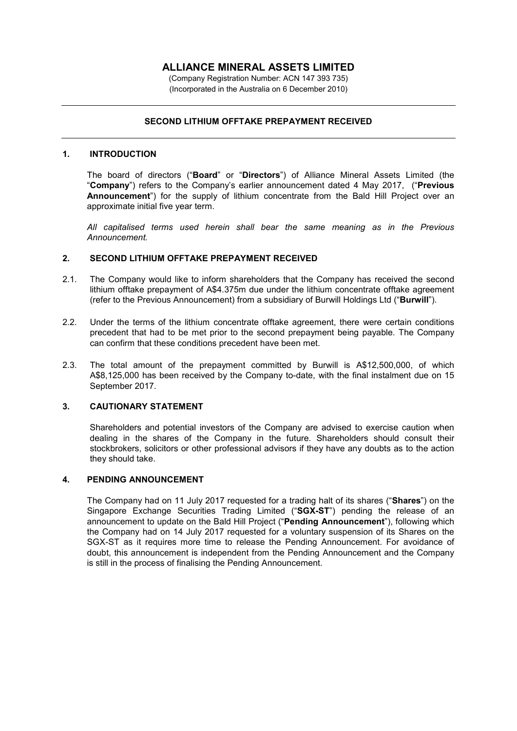# ALLIANCE MINERAL ASSETS LIMITED

(Company Registration Number: ACN 147 393 735)
(Incorporated in the Australia on 6 December 2010)

---

**SECOND LITHIUM OFFTAKE PREPAYMENT RECEIVED**

---

## 1. INTRODUCTION

The board of directors ("**Board**" or "**Directors**") of Alliance Mineral Assets Limited (the "**Company**") refers to the Company's earlier announcement dated 4 May 2017, ("**Previous Announcement**") for the supply of lithium concentrate from the Bald Hill Project over an approximate initial five year term.

*All capitalised terms used herein shall bear the same meaning as in the Previous Announcement.*

## 2. SECOND LITHIUM OFFTAKE PREPAYMENT RECEIVED

2.1. The Company would like to inform shareholders that the Company has received the second lithium offtake prepayment of A$4.375m due under the lithium concentrate offtake agreement (refer to the Previous Announcement) from a subsidiary of Burwill Holdings Ltd ("**Burwill**").

2.2. Under the terms of the lithium concentrate offtake agreement, there were certain conditions precedent that had to be met prior to the second prepayment being payable. The Company can confirm that these conditions precedent have been met.

2.3. The total amount of the prepayment committed by Burwill is A$12,500,000, of which A$8,125,000 has been received by the Company to-date, with the final instalment due on 15 September 2017.

## 3. CAUTIONARY STATEMENT

Shareholders and potential investors of the Company are advised to exercise caution when dealing in the shares of the Company in the future. Shareholders should consult their stockbrokers, solicitors or other professional advisors if they have any doubts as to the action they should take.

## 4. PENDING ANNOUNCEMENT

The Company had on 11 July 2017 requested for a trading halt of its shares ("**Shares**") on the Singapore Exchange Securities Trading Limited ("**SGX-ST**") pending the release of an announcement to update on the Bald Hill Project ("**Pending Announcement**"), following which the Company had on 14 July 2017 requested for a voluntary suspension of its Shares on the SGX-ST as it requires more time to release the Pending Announcement. For avoidance of doubt, this announcement is independent from the Pending Announcement and the Company is still in the process of finalising the Pending Announcement.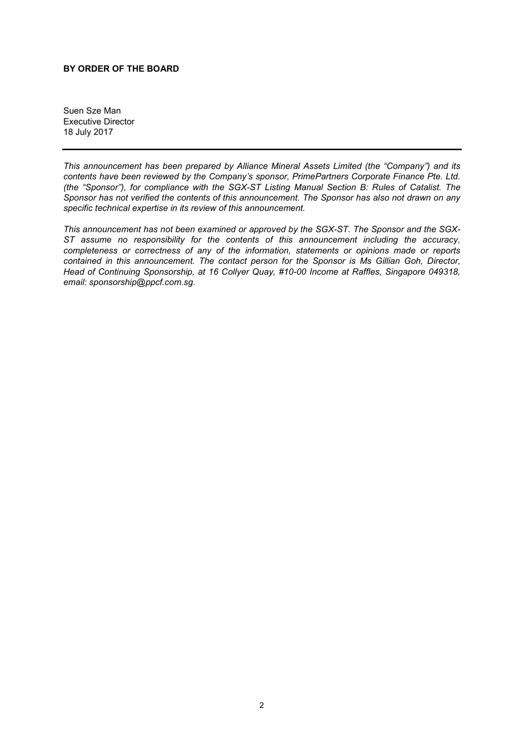**BY ORDER OF THE BOARD**

Suen Sze Man
Executive Director
18 July 2017

---

*This announcement has been prepared by Alliance Mineral Assets Limited (the "Company") and its contents have been reviewed by the Company's sponsor, PrimePartners Corporate Finance Pte. Ltd. (the "Sponsor"), for compliance with the SGX-ST Listing Manual Section B: Rules of Catalist. The Sponsor has not verified the contents of this announcement. The Sponsor has also not drawn on any specific technical expertise in its review of this announcement.*

*This announcement has not been examined or approved by the SGX-ST. The Sponsor and the SGX-ST assume no responsibility for the contents of this announcement including the accuracy, completeness or correctness of any of the information, statements or opinions made or reports contained in this announcement. The contact person for the Sponsor is Ms Gillian Goh, Director, Head of Continuing Sponsorship, at 16 Collyer Quay, #10-00 Income at Raffles, Singapore 049318, email: sponsorship@ppcf.com.sg.*